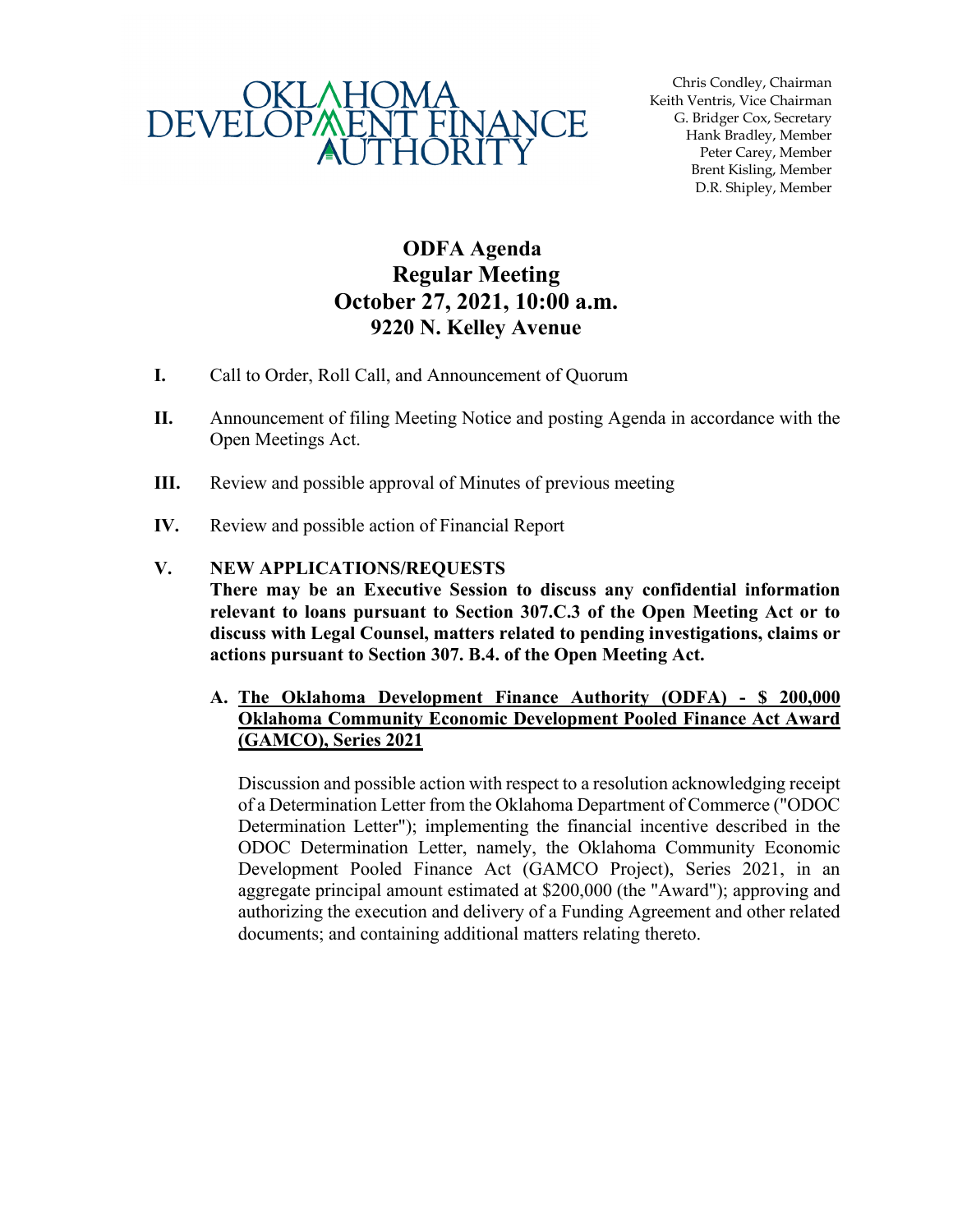OKLAHOMA DEVELOPMENT FINANCE AUTHORITY

Chris Condley, Chairman
Keith Ventris, Vice Chairman
G. Bridger Cox, Secretary
Hank Bradley, Member
Peter Carey, Member
Brent Kisling, Member
D.R. Shipley, Member

# ODFA Agenda
# Regular Meeting
# October 27, 2021, 10:00 a.m.
# 9220 N. Kelley Avenue

**I.** Call to Order, Roll Call, and Announcement of Quorum

**II.** Announcement of filing Meeting Notice and posting Agenda in accordance with the Open Meetings Act.

**III.** Review and possible approval of Minutes of previous meeting

**IV.** Review and possible action of Financial Report

**V. NEW APPLICATIONS/REQUESTS**
**There may be an Executive Session to discuss any confidential information relevant to loans pursuant to Section 307.C.3 of the Open Meeting Act or to discuss with Legal Counsel, matters related to pending investigations, claims or actions pursuant to Section 307. B.4. of the Open Meeting Act.**

**A. The Oklahoma Development Finance Authority (ODFA) - $ 200,000 Oklahoma Community Economic Development Pooled Finance Act Award (GAMCO), Series 2021**

Discussion and possible action with respect to a resolution acknowledging receipt of a Determination Letter from the Oklahoma Department of Commerce ("ODOC Determination Letter"); implementing the financial incentive described in the ODOC Determination Letter, namely, the Oklahoma Community Economic Development Pooled Finance Act (GAMCO Project), Series 2021, in an aggregate principal amount estimated at $200,000 (the "Award"); approving and authorizing the execution and delivery of a Funding Agreement and other related documents; and containing additional matters relating thereto.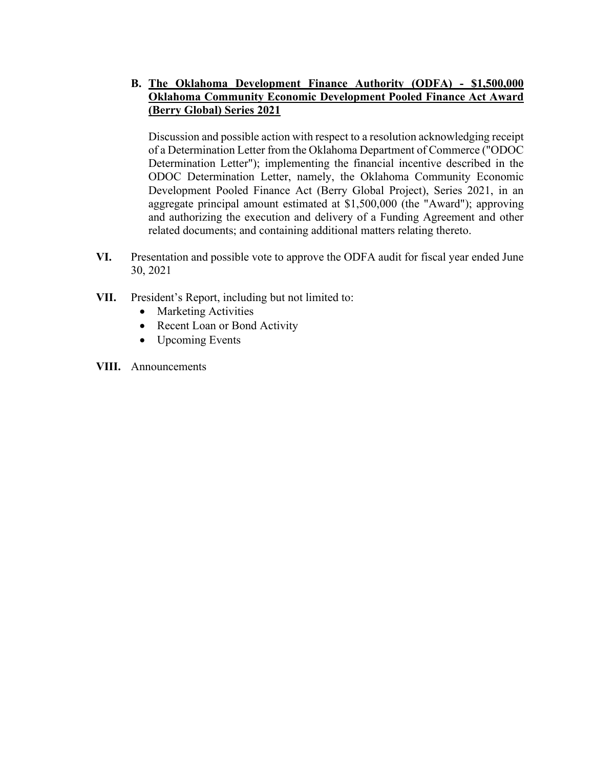**B. <u>The Oklahoma Development Finance Authority (ODFA) - $1,500,000 Oklahoma Community Economic Development Pooled Finance Act Award (Berry Global) Series 2021</u>**

Discussion and possible action with respect to a resolution acknowledging receipt of a Determination Letter from the Oklahoma Department of Commerce ("ODOC Determination Letter"); implementing the financial incentive described in the ODOC Determination Letter, namely, the Oklahoma Community Economic Development Pooled Finance Act (Berry Global Project), Series 2021, in an aggregate principal amount estimated at $1,500,000 (the "Award"); approving and authorizing the execution and delivery of a Funding Agreement and other related documents; and containing additional matters relating thereto.

**VI.** Presentation and possible vote to approve the ODFA audit for fiscal year ended June 30, 2021

**VII.** President's Report, including but not limited to:

- Marketing Activities
- Recent Loan or Bond Activity
- Upcoming Events

**VIII.** Announcements